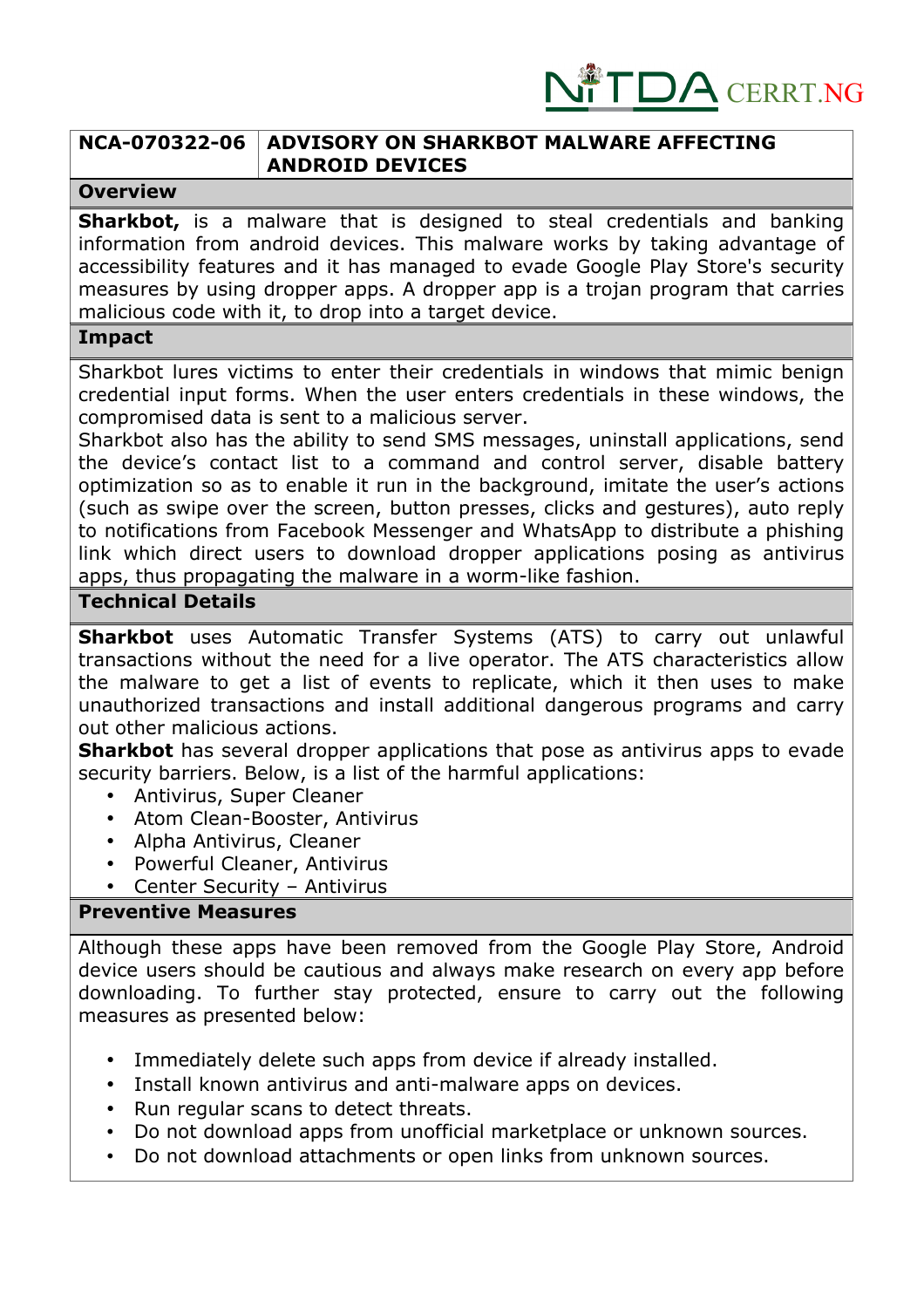NITDA CERRT.NG

**NCA-070322-06** | **ADVISORY ON SHARKBOT MALWARE AFFECTING ANDROID DEVICES**

## Overview

**Sharkbot,** is a malware that is designed to steal credentials and banking information from android devices. This malware works by taking advantage of accessibility features and it has managed to evade Google Play Store's security measures by using dropper apps. A dropper app is a trojan program that carries malicious code with it, to drop into a target device.

## Impact

Sharkbot lures victims to enter their credentials in windows that mimic benign credential input forms. When the user enters credentials in these windows, the compromised data is sent to a malicious server.

Sharkbot also has the ability to send SMS messages, uninstall applications, send the device's contact list to a command and control server, disable battery optimization so as to enable it run in the background, imitate the user's actions (such as swipe over the screen, button presses, clicks and gestures), auto reply to notifications from Facebook Messenger and WhatsApp to distribute a phishing link which direct users to download dropper applications posing as antivirus apps, thus propagating the malware in a worm-like fashion.

## Technical Details

**Sharkbot** uses Automatic Transfer Systems (ATS) to carry out unlawful transactions without the need for a live operator. The ATS characteristics allow the malware to get a list of events to replicate, which it then uses to make unauthorized transactions and install additional dangerous programs and carry out other malicious actions.

**Sharkbot** has several dropper applications that pose as antivirus apps to evade security barriers. Below, is a list of the harmful applications:

- Antivirus, Super Cleaner
- Atom Clean-Booster, Antivirus
- Alpha Antivirus, Cleaner
- Powerful Cleaner, Antivirus
- Center Security – Antivirus

## Preventive Measures

Although these apps have been removed from the Google Play Store, Android device users should be cautious and always make research on every app before downloading. To further stay protected, ensure to carry out the following measures as presented below:

- Immediately delete such apps from device if already installed.
- Install known antivirus and anti-malware apps on devices.
- Run regular scans to detect threats.
- Do not download apps from unofficial marketplace or unknown sources.
- Do not download attachments or open links from unknown sources.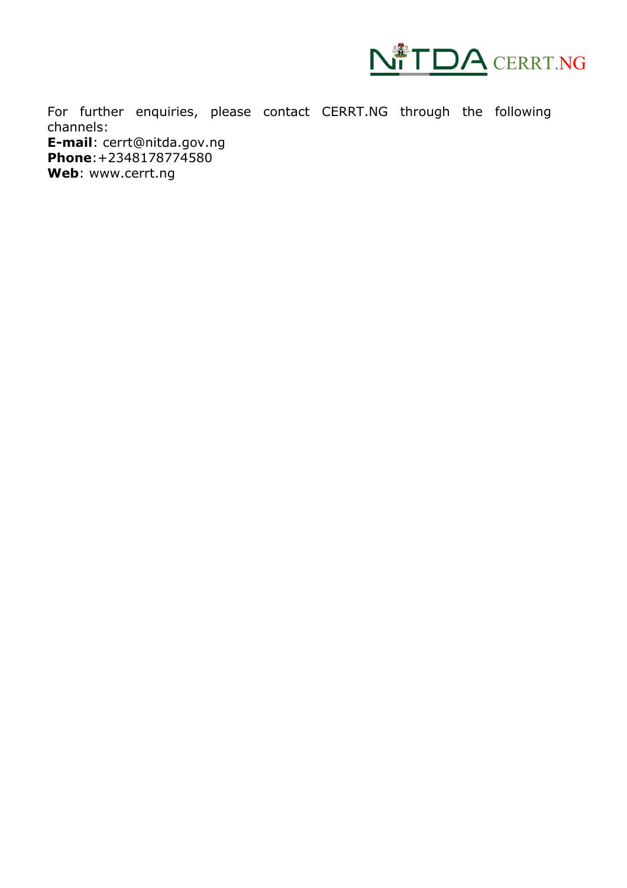For further enquiries, please contact CERRT.NG through the following channels:
**E-mail**: cerrt@nitda.gov.ng
**Phone**:+2348178774580
**Web**: www.cerrt.ng